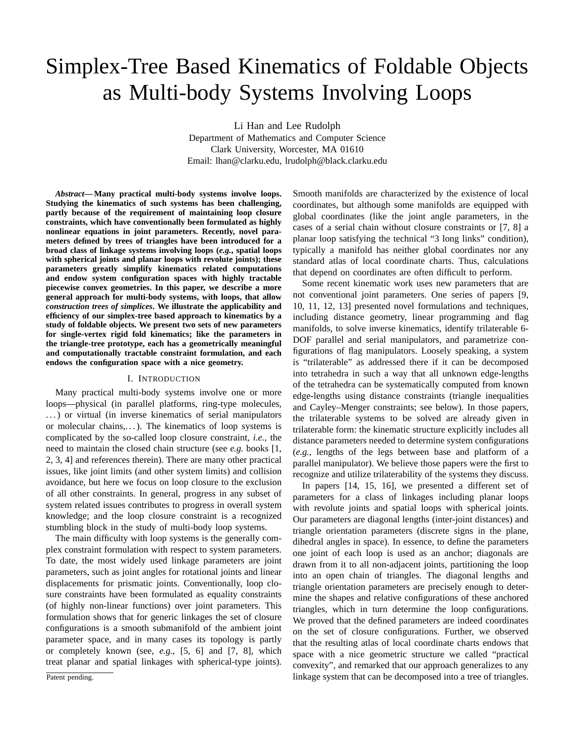# Simplex-Tree Based Kinematics of Foldable Objects as Multi-body Systems Involving Loops

Li Han and Lee Rudolph
Department of Mathematics and Computer Science
Clark University, Worcester, MA 01610
Email: lhan@clarku.edu, lrudolph@black.clarku.edu

***Abstract*— Many practical multi-body systems involve loops. Studying the kinematics of such systems has been challenging, partly because of the requirement of maintaining loop closure constraints, which have conventionally been formulated as highly nonlinear equations in joint parameters. Recently, novel parameters defined by trees of triangles have been introduced for a broad class of linkage systems involving loops (*e.g.*, spatial loops with spherical joints and planar loops with revolute joints); these parameters greatly simplify kinematics related computations and endow system configuration spaces with highly tractable piecewise convex geometries. In this paper, we describe a more general approach for multi-body systems, with loops, that allow *construction trees of simplices*. We illustrate the applicability and efficiency of our simplex-tree based approach to kinematics by a study of foldable objects. We present two sets of new parameters for single-vertex rigid fold kinematics; like the parameters in the triangle-tree prototype, each has a geometrically meaningful and computationally tractable constraint formulation, and each endows the configuration space with a nice geometry.**

## I. Introduction

Many practical multi-body systems involve one or more loops—physical (in parallel platforms, ring-type molecules, ...) or virtual (in inverse kinematics of serial manipulators or molecular chains,...). The kinematics of loop systems is complicated by the so-called loop closure constraint, *i.e.*, the need to maintain the closed chain structure (see *e.g.* books [1, 2, 3, 4] and references therein). There are many other practical issues, like joint limits (and other system limits) and collision avoidance, but here we focus on loop closure to the exclusion of all other constraints. In general, progress in any subset of system related issues contributes to progress in overall system knowledge; and the loop closure constraint is a recognized stumbling block in the study of multi-body loop systems.

The main difficulty with loop systems is the generally complex constraint formulation with respect to system parameters. To date, the most widely used linkage parameters are joint parameters, such as joint angles for rotational joints and linear displacements for prismatic joints. Conventionally, loop closure constraints have been formulated as equality constraints (of highly non-linear functions) over joint parameters. This formulation shows that for generic linkages the set of closure configurations is a smooth submanifold of the ambient joint parameter space, and in many cases its topology is partly or completely known (see, *e.g.*, [5, 6] and [7, 8], which treat planar and spatial linkages with spherical-type joints). Smooth manifolds are characterized by the existence of local coordinates, but although some manifolds are equipped with global coordinates (like the joint angle parameters, in the cases of a serial chain without closure constraints or [7, 8] a planar loop satisfying the technical "3 long links" condition), typically a manifold has neither global coordinates nor any standard atlas of local coordinate charts. Thus, calculations that depend on coordinates are often difficult to perform.

Some recent kinematic work uses new parameters that are not conventional joint parameters. One series of papers [9, 10, 11, 12, 13] presented novel formulations and techniques, including distance geometry, linear programming and flag manifolds, to solve inverse kinematics, identify trilaterable 6-DOF parallel and serial manipulators, and parametrize configurations of flag manipulators. Loosely speaking, a system is "trilaterable" as addressed there if it can be decomposed into tetrahedra in such a way that all unknown edge-lengths of the tetrahedra can be systematically computed from known edge-lengths using distance constraints (triangle inequalities and Cayley–Menger constraints; see below). In those papers, the trilaterable systems to be solved are already given in trilaterable form: the kinematic structure explicitly includes all distance parameters needed to determine system configurations (*e.g.*, lengths of the legs between base and platform of a parallel manipulator). We believe those papers were the first to recognize and utilize trilaterability of the systems they discuss.

In papers [14, 15, 16], we presented a different set of parameters for a class of linkages including planar loops with revolute joints and spatial loops with spherical joints. Our parameters are diagonal lengths (inter-joint distances) and triangle orientation parameters (discrete signs in the plane, dihedral angles in space). In essence, to define the parameters one joint of each loop is used as an anchor; diagonals are drawn from it to all non-adjacent joints, partitioning the loop into an open chain of triangles. The diagonal lengths and triangle orientation parameters are precisely enough to determine the shapes and relative configurations of these anchored triangles, which in turn determine the loop configurations. We proved that the defined parameters are indeed coordinates on the set of closure configurations. Further, we observed that the resulting atlas of local coordinate charts endows that space with a nice geometric structure we called "practical convexity", and remarked that our approach generalizes to any linkage system that can be decomposed into a tree of triangles.

Patent pending.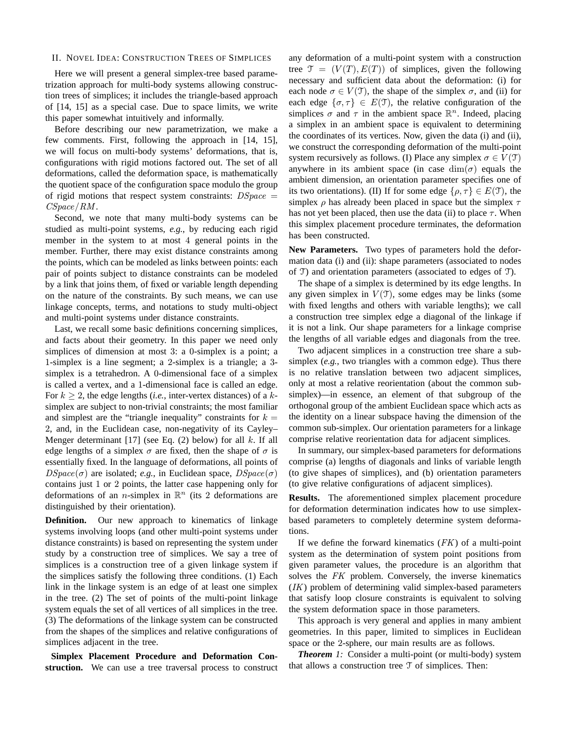## II. Novel Idea: Construction Trees of Simplices

Here we will present a general simplex-tree based parametrization approach for multi-body systems allowing construction trees of simplices; it includes the triangle-based approach of [14, 15] as a special case. Due to space limits, we write this paper somewhat intuitively and informally.

Before describing our new parametrization, we make a few comments. First, following the approach in [14, 15], we will focus on multi-body systems' deformations, that is, configurations with rigid motions factored out. The set of all deformations, called the deformation space, is mathematically the quotient space of the configuration space modulo the group of rigid motions that respect system constraints: $DSpace = CSpace/RM$.

Second, we note that many multi-body systems can be studied as multi-point systems, *e.g.*, by reducing each rigid member in the system to at most 4 general points in the member. Further, there may exist distance constraints among the points, which can be modeled as links between points: each pair of points subject to distance constraints can be modeled by a link that joins them, of fixed or variable length depending on the nature of the constraints. By such means, we can use linkage concepts, terms, and notations to study multi-object and multi-point systems under distance constraints.

Last, we recall some basic definitions concerning simplices, and facts about their geometry. In this paper we need only simplices of dimension at most 3: a 0-simplex is a point; a 1-simplex is a line segment; a 2-simplex is a triangle; a 3-simplex is a tetrahedron. A 0-dimensional face of a simplex is called a vertex, and a 1-dimensional face is called an edge. For $k \geq 2$, the edge lengths (*i.e.*, inter-vertex distances) of a $k$-simplex are subject to non-trivial constraints; the most familiar and simplest are the "triangle inequality" constraints for $k = 2$, and, in the Euclidean case, non-negativity of its Cayley–Menger determinant [17] (see Eq. (2) below) for all $k$. If all edge lengths of a simplex $\sigma$ are fixed, then the shape of $\sigma$ is essentially fixed. In the language of deformations, all points of $DSpace(\sigma)$ are isolated; *e.g.*, in Euclidean space, $DSpace(\sigma)$ contains just 1 or 2 points, the latter case happening only for deformations of an $n$-simplex in $\mathbb{R}^n$ (its 2 deformations are distinguished by their orientation).

**Definition.** Our new approach to kinematics of linkage systems involving loops (and other multi-point systems under distance constraints) is based on representing the system under study by a construction tree of simplices. We say a tree of simplices is a construction tree of a given linkage system if the simplices satisfy the following three conditions. (1) Each link in the linkage system is an edge of at least one simplex in the tree. (2) The set of points of the multi-point linkage system equals the set of all vertices of all simplices in the tree. (3) The deformations of the linkage system can be constructed from the shapes of the simplices and relative configurations of simplices adjacent in the tree.

**Simplex Placement Procedure and Deformation Construction.** We can use a tree traversal process to construct any deformation of a multi-point system with a construction tree $\mathcal{T} = (V(T), E(T))$ of simplices, given the following necessary and sufficient data about the deformation: (i) for each node $\sigma \in V(\mathcal{T})$, the shape of the simplex $\sigma$, and (ii) for each edge $\{\sigma, \tau\} \in E(\mathcal{T})$, the relative configuration of the simplices $\sigma$ and $\tau$ in the ambient space $\mathbb{R}^n$. Indeed, placing a simplex in an ambient space is equivalent to determining the coordinates of its vertices. Now, given the data (i) and (ii), we construct the corresponding deformation of the multi-point system recursively as follows. (I) Place any simplex $\sigma \in V(\mathcal{T})$ anywhere in its ambient space (in case $\dim(\sigma)$ equals the ambient dimension, an orientation parameter specifies one of its two orientations). (II) If for some edge $\{\rho, \tau\} \in E(\mathcal{T})$, the simplex $\rho$ has already been placed in space but the simplex $\tau$ has not yet been placed, then use the data (ii) to place $\tau$. When this simplex placement procedure terminates, the deformation has been constructed.

**New Parameters.** Two types of parameters hold the deformation data (i) and (ii): shape parameters (associated to nodes of $\mathcal{T}$) and orientation parameters (associated to edges of $\mathcal{T}$).

The shape of a simplex is determined by its edge lengths. In any given simplex in $V(\mathcal{T})$, some edges may be links (some with fixed lengths and others with variable lengths); we call a construction tree simplex edge a diagonal of the linkage if it is not a link. Our shape parameters for a linkage comprise the lengths of all variable edges and diagonals from the tree.

Two adjacent simplices in a construction tree share a sub-simplex (*e.g.*, two triangles with a common edge). Thus there is no relative translation between two adjacent simplices, only at most a relative reorientation (about the common sub-simplex)—in essence, an element of that subgroup of the orthogonal group of the ambient Euclidean space which acts as the identity on a linear subspace having the dimension of the common sub-simplex. Our orientation parameters for a linkage comprise relative reorientation data for adjacent simplices.

In summary, our simplex-based parameters for deformations comprise (a) lengths of diagonals and links of variable length (to give shapes of simplices), and (b) orientation parameters (to give relative configurations of adjacent simplices).

**Results.** The aforementioned simplex placement procedure for deformation determination indicates how to use simplex-based parameters to completely determine system deformations.

If we define the forward kinematics ($FK$) of a multi-point system as the determination of system point positions from given parameter values, the procedure is an algorithm that solves the $FK$ problem. Conversely, the inverse kinematics ($IK$) problem of determining valid simplex-based parameters that satisfy loop closure constraints is equivalent to solving the system deformation space in those parameters.

This approach is very general and applies in many ambient geometries. In this paper, limited to simplices in Euclidean space or the 2-sphere, our main results are as follows.

***Theorem 1:*** Consider a multi-point (or multi-body) system that allows a construction tree $\mathcal{T}$ of simplices. Then: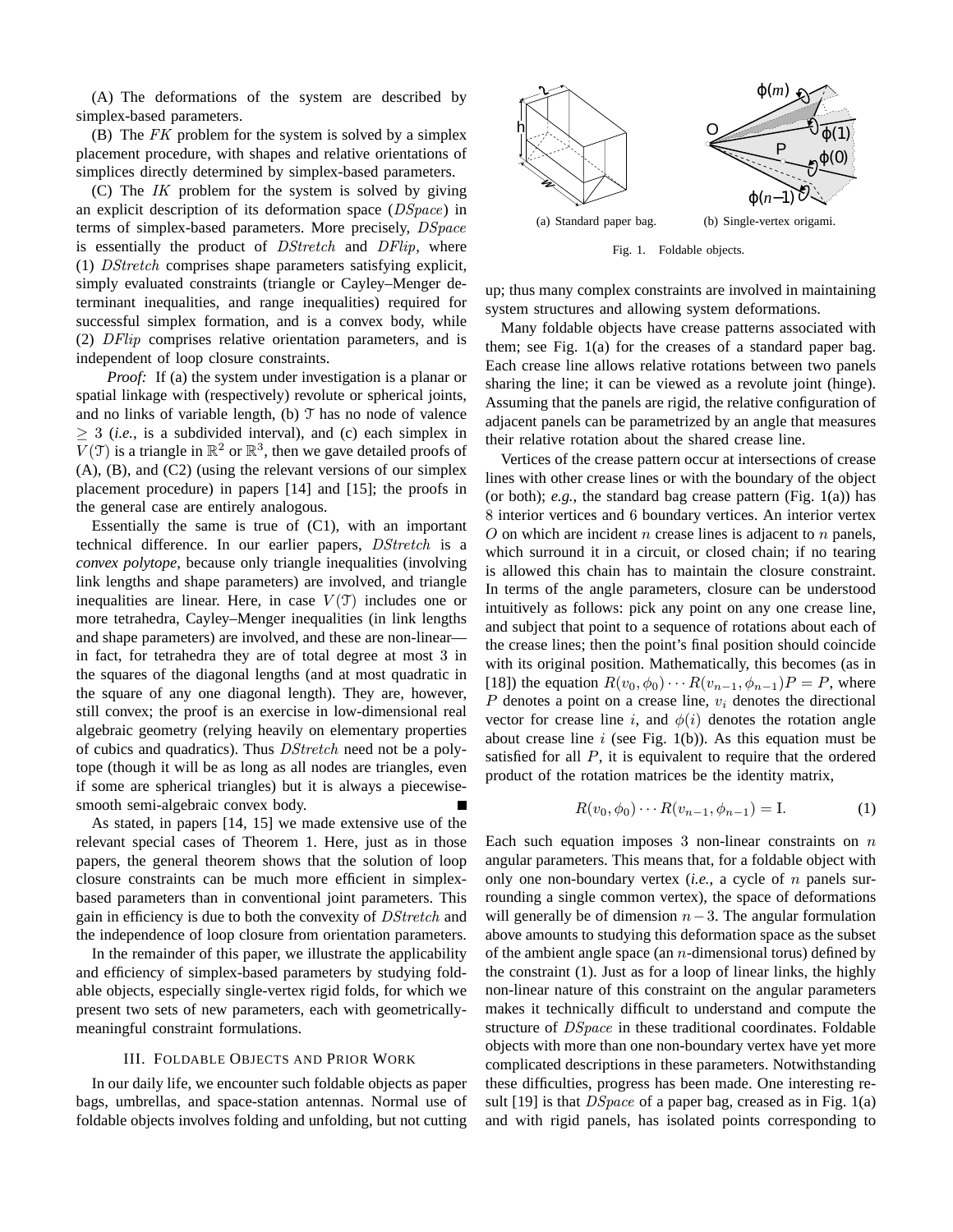(A) The deformations of the system are described by simplex-based parameters.

(B) The $FK$ problem for the system is solved by a simplex placement procedure, with shapes and relative orientations of simplices directly determined by simplex-based parameters.

(C) The $IK$ problem for the system is solved by giving an explicit description of its deformation space ($DSpace$) in terms of simplex-based parameters. More precisely, $DSpace$ is essentially the product of $DStretch$ and $DFlip$, where (1) $DStretch$ comprises shape parameters satisfying explicit, simply evaluated constraints (triangle or Cayley–Menger determinant inequalities, and range inequalities) required for successful simplex formation, and is a convex body, while (2) $DFlip$ comprises relative orientation parameters, and is independent of loop closure constraints.

*Proof:* If (a) the system under investigation is a planar or spatial linkage with (respectively) revolute or spherical joints, and no links of variable length, (b) $\mathcal{T}$ has no node of valence $\geq 3$ (*i.e.*, is a subdivided interval), and (c) each simplex in $V(\mathcal{T})$ is a triangle in $\mathbb{R}^2$ or $\mathbb{R}^3$, then we gave detailed proofs of (A), (B), and (C2) (using the relevant versions of our simplex placement procedure) in papers [14] and [15]; the proofs in the general case are entirely analogous.

Essentially the same is true of (C1), with an important technical difference. In our earlier papers, $DStretch$ is a *convex polytope*, because only triangle inequalities (involving link lengths and shape parameters) are involved, and triangle inequalities are linear. Here, in case $V(\mathcal{T})$ includes one or more tetrahedra, Cayley–Menger inequalities (in link lengths and shape parameters) are involved, and these are non-linear—in fact, for tetrahedra they are of total degree at most 3 in the squares of the diagonal lengths (and at most quadratic in the square of any one diagonal length). They are, however, still convex; the proof is an exercise in low-dimensional real algebraic geometry (relying heavily on elementary properties of cubics and quadratics). Thus $DStretch$ need not be a polytope (though it will be as long as all nodes are triangles, even if some are spherical triangles) but it is always a piecewise-smooth semi-algebraic convex body. ∎

As stated, in papers [14, 15] we made extensive use of the relevant special cases of Theorem 1. Here, just as in those papers, the general theorem shows that the solution of loop closure constraints can be much more efficient in simplex-based parameters than in conventional joint parameters. This gain in efficiency is due to both the convexity of $DStretch$ and the independence of loop closure from orientation parameters.

In the remainder of this paper, we illustrate the applicability and efficiency of simplex-based parameters by studying foldable objects, especially single-vertex rigid folds, for which we present two sets of new parameters, each with geometrically-meaningful constraint formulations.

## III. Foldable Objects and Prior Work

In our daily life, we encounter such foldable objects as paper bags, umbrellas, and space-station antennas. Normal use of foldable objects involves folding and unfolding, but not cutting up; thus many complex constraints are involved in maintaining system structures and allowing system deformations.

(a) Standard paper bag. (b) Single-vertex origami.

Fig. 1. Foldable objects.

Many foldable objects have crease patterns associated with them; see Fig. 1(a) for the creases of a standard paper bag. Each crease line allows relative rotations between two panels sharing the line; it can be viewed as a revolute joint (hinge). Assuming that the panels are rigid, the relative configuration of adjacent panels can be parametrized by an angle that measures their relative rotation about the shared crease line.

Vertices of the crease pattern occur at intersections of crease lines with other crease lines or with the boundary of the object (or both); *e.g.*, the standard bag crease pattern (Fig. 1(a)) has 8 interior vertices and 6 boundary vertices. An interior vertex $O$ on which are incident $n$ crease lines is adjacent to $n$ panels, which surround it in a circuit, or closed chain; if no tearing is allowed this chain has to maintain the closure constraint. In terms of the angle parameters, closure can be understood intuitively as follows: pick any point on any one crease line, and subject that point to a sequence of rotations about each of the crease lines; then the point's final position should coincide with its original position. Mathematically, this becomes (as in [18]) the equation $R(v_0, \phi_0) \cdots R(v_{n-1}, \phi_{n-1})P = P$, where $P$ denotes a point on a crease line, $v_i$ denotes the directional vector for crease line $i$, and $\phi(i)$ denotes the rotation angle about crease line $i$ (see Fig. 1(b)). As this equation must be satisfied for all $P$, it is equivalent to require that the ordered product of the rotation matrices be the identity matrix,

$$R(v_0, \phi_0) \cdots R(v_{n-1}, \phi_{n-1}) = \mathrm{I}. \quad (1)$$

Each such equation imposes 3 non-linear constraints on $n$ angular parameters. This means that, for a foldable object with only one non-boundary vertex (*i.e.*, a cycle of $n$ panels surrounding a single common vertex), the space of deformations will generally be of dimension $n-3$. The angular formulation above amounts to studying this deformation space as the subset of the ambient angle space (an $n$-dimensional torus) defined by the constraint (1). Just as for a loop of linear links, the highly non-linear nature of this constraint on the angular parameters makes it technically difficult to understand and compute the structure of $DSpace$ in these traditional coordinates. Foldable objects with more than one non-boundary vertex have yet more complicated descriptions in these parameters. Notwithstanding these difficulties, progress has been made. One interesting result [19] is that $DSpace$ of a paper bag, creased as in Fig. 1(a) and with rigid panels, has isolated points corresponding to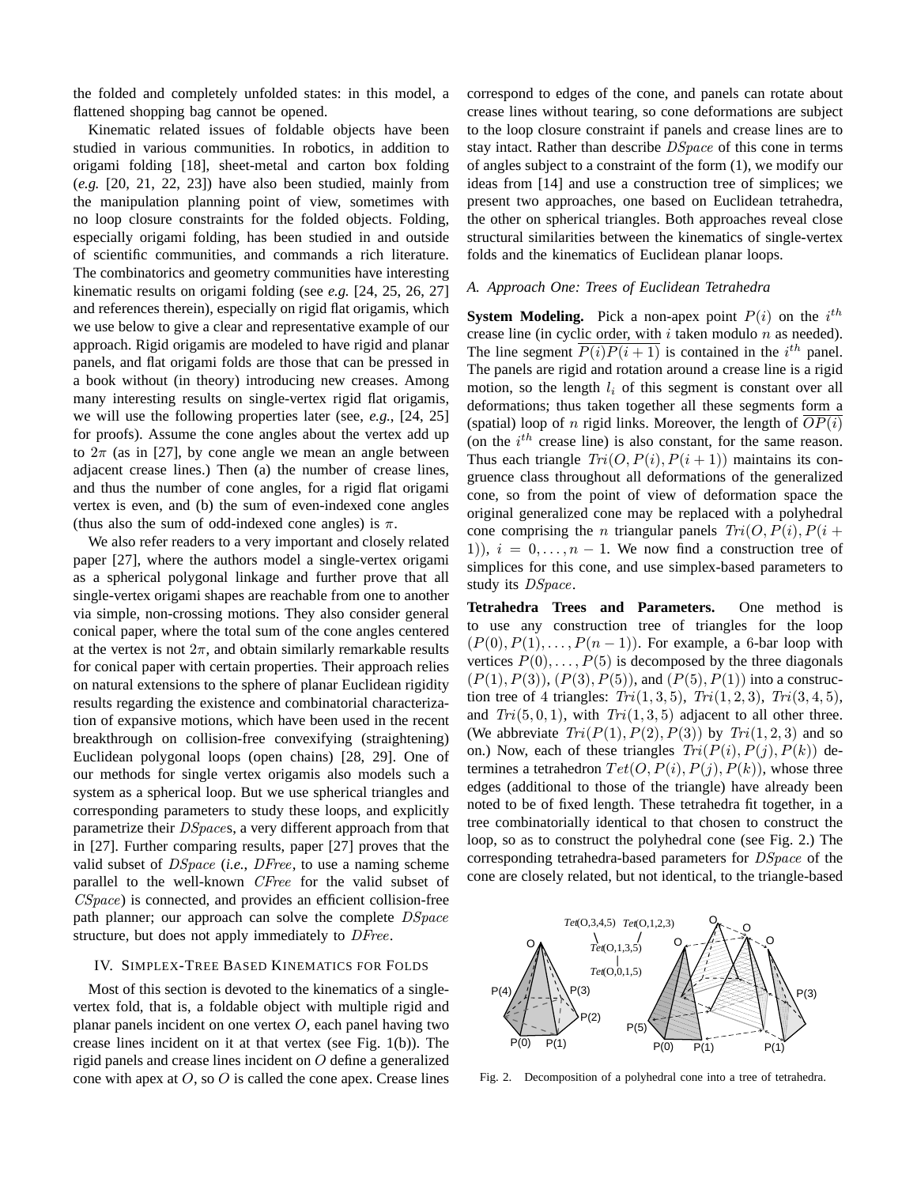the folded and completely unfolded states: in this model, a flattened shopping bag cannot be opened.

Kinematic related issues of foldable objects have been studied in various communities. In robotics, in addition to origami folding [18], sheet-metal and carton box folding (*e.g.* [20, 21, 22, 23]) have also been studied, mainly from the manipulation planning point of view, sometimes with no loop closure constraints for the folded objects. Folding, especially origami folding, has been studied in and outside of scientific communities, and commands a rich literature. The combinatorics and geometry communities have interesting kinematic results on origami folding (see *e.g.* [24, 25, 26, 27] and references therein), especially on rigid flat origamis, which we use below to give a clear and representative example of our approach. Rigid origamis are modeled to have rigid and planar panels, and flat origami folds are those that can be pressed in a book without (in theory) introducing new creases. Among many interesting results on single-vertex rigid flat origamis, we will use the following properties later (see, *e.g.*, [24, 25] for proofs). Assume the cone angles about the vertex add up to $2\pi$ (as in [27], by cone angle we mean an angle between adjacent crease lines.) Then (a) the number of crease lines, and thus the number of cone angles, for a rigid flat origami vertex is even, and (b) the sum of even-indexed cone angles (thus also the sum of odd-indexed cone angles) is $\pi$.

We also refer readers to a very important and closely related paper [27], where the authors model a single-vertex origami as a spherical polygonal linkage and further prove that all single-vertex origami shapes are reachable from one to another via simple, non-crossing motions. They also consider general conical paper, where the total sum of the cone angles centered at the vertex is not $2\pi$, and obtain similarly remarkable results for conical paper with certain properties. Their approach relies on natural extensions to the sphere of planar Euclidean rigidity results regarding the existence and combinatorial characterization of expansive motions, which have been used in the recent breakthrough on collision-free convexifying (straightening) Euclidean polygonal loops (open chains) [28, 29]. One of our methods for single vertex origamis also models such a system as a spherical loop. But we use spherical triangles and corresponding parameters to study these loops, and explicitly parametrize their $DSpace$s, a very different approach from that in [27]. Further comparing results, paper [27] proves that the valid subset of $DSpace$ (*i.e.*, $DFree$, to use a naming scheme parallel to the well-known $CFree$ for the valid subset of $CSpace$) is connected, and provides an efficient collision-free path planner; our approach can solve the complete $DSpace$ structure, but does not apply immediately to $DFree$.

## IV. Simplex-Tree Based Kinematics for Folds

Most of this section is devoted to the kinematics of a single-vertex fold, that is, a foldable object with multiple rigid and planar panels incident on one vertex $O$, each panel having two crease lines incident on it at that vertex (see Fig. 1(b)). The rigid panels and crease lines incident on $O$ define a generalized cone with apex at $O$, so $O$ is called the cone apex. Crease lines correspond to edges of the cone, and panels can rotate about crease lines without tearing, so cone deformations are subject to the loop closure constraint if panels and crease lines are to stay intact. Rather than describe $DSpace$ of this cone in terms of angles subject to a constraint of the form (1), we modify our ideas from [14] and use a construction tree of simplices; we present two approaches, one based on Euclidean tetrahedra, the other on spherical triangles. Both approaches reveal close structural similarities between the kinematics of single-vertex folds and the kinematics of Euclidean planar loops.

### A. Approach One: Trees of Euclidean Tetrahedra

**System Modeling.** Pick a non-apex point $P(i)$ on the $i^{th}$ crease line (in cyclic order, with $i$ taken modulo $n$ as needed). The line segment $\overline{P(i)P(i+1)}$ is contained in the $i^{th}$ panel. The panels are rigid and rotation around a crease line is a rigid motion, so the length $l_i$ of this segment is constant over all deformations; thus taken together all these segments form a (spatial) loop of $n$ rigid links. Moreover, the length of $\overline{OP(i)}$ (on the $i^{th}$ crease line) is also constant, for the same reason. Thus each triangle $Tri(O, P(i), P(i+1))$ maintains its congruence class throughout all deformations of the generalized cone, so from the point of view of deformation space the original generalized cone may be replaced with a polyhedral cone comprising the $n$ triangular panels $Tri(O, P(i), P(i+1))$, $i = 0, \ldots, n-1$. We now find a construction tree of simplices for this cone, and use simplex-based parameters to study its $DSpace$.

**Tetrahedra Trees and Parameters.** One method is to use any construction tree of triangles for the loop $(P(0), P(1), \ldots, P(n-1))$. For example, a 6-bar loop with vertices $P(0), \ldots, P(5)$ is decomposed by the three diagonals $(P(1), P(3))$, $(P(3), P(5))$, and $(P(5), P(1))$ into a construction tree of 4 triangles: $Tri(1,3,5)$, $Tri(1,2,3)$, $Tri(3,4,5)$, and $Tri(5,0,1)$, with $Tri(1,3,5)$ adjacent to all other three. (We abbreviate $Tri(P(1), P(2), P(3))$ by $Tri(1,2,3)$ and so on.) Now, each of these triangles $Tri(P(i), P(j), P(k))$ determines a tetrahedron $Tet(O, P(i), P(j), P(k))$, whose three edges (additional to those of the triangle) have already been noted to be of fixed length. These tetrahedra fit together, in a tree combinatorially identical to that chosen to construct the loop, so as to construct the polyhedral cone (see Fig. 2.) The corresponding tetrahedra-based parameters for $DSpace$ of the cone are closely related, but not identical, to the triangle-based

Fig. 2. Decomposition of a polyhedral cone into a tree of tetrahedra.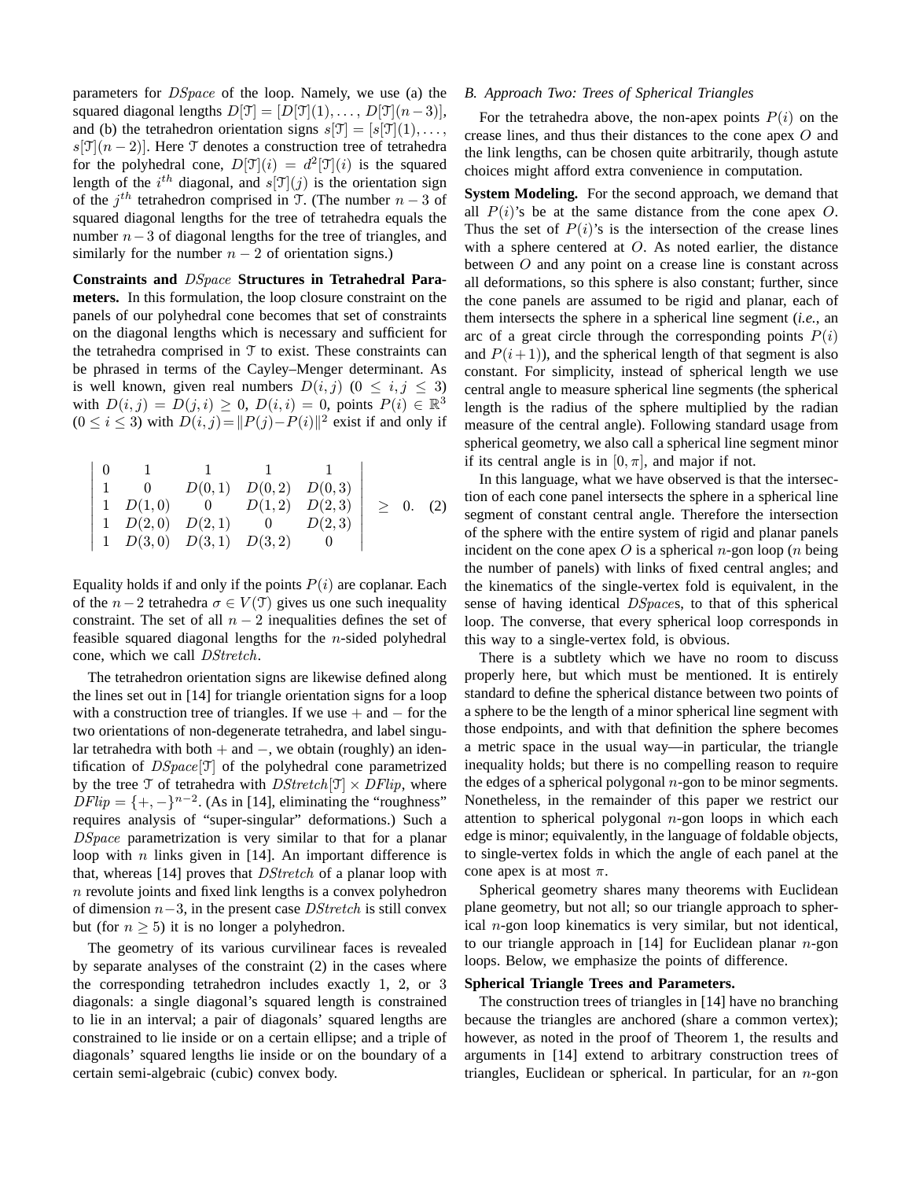parameters for $DSpace$ of the loop. Namely, we use (a) the squared diagonal lengths $D[\mathcal{T}] = [D[\mathcal{T}](1), \ldots, D[\mathcal{T}](n-3)]$, and (b) the tetrahedron orientation signs $s[\mathcal{T}] = [s[\mathcal{T}](1), \ldots, s[\mathcal{T}](n-2)]$. Here $\mathcal{T}$ denotes a construction tree of tetrahedra for the polyhedral cone, $D[\mathcal{T}](i) = d^2[\mathcal{T}](i)$ is the squared length of the $i^{th}$ diagonal, and $s[\mathcal{T}](j)$ is the orientation sign of the $j^{th}$ tetrahedron comprised in $\mathcal{T}$. (The number $n-3$ of squared diagonal lengths for the tree of tetrahedra equals the number $n-3$ of diagonal lengths for the tree of triangles, and similarly for the number $n-2$ of orientation signs.)

**Constraints and $DSpace$ Structures in Tetrahedral Parameters.** In this formulation, the loop closure constraint on the panels of our polyhedral cone becomes that set of constraints on the diagonal lengths which is necessary and sufficient for the tetrahedra comprised in $\mathcal{T}$ to exist. These constraints can be phrased in terms of the Cayley–Menger determinant. As is well known, given real numbers $D(i,j)$ $(0 \le i,j \le 3)$ with $D(i,j) = D(j,i) \ge 0$, $D(i,i) = 0$, points $P(i) \in \mathbb{R}^3$ $(0 \le i \le 3)$ with $D(i,j) = \|P(j) - P(i)\|^2$ exist if and only if

$$\begin{vmatrix} 0 & 1 & 1 & 1 & 1 \\ 1 & 0 & D(0,1) & D(0,2) & D(0,3) \\ 1 & D(1,0) & 0 & D(1,2) & D(2,3) \\ 1 & D(2,0) & D(2,1) & 0 & D(2,3) \\ 1 & D(3,0) & D(3,1) & D(3,2) & 0 \end{vmatrix} \ge 0. \quad (2)$$

Equality holds if and only if the points $P(i)$ are coplanar. Each of the $n-2$ tetrahedra $\sigma \in V(\mathcal{T})$ gives us one such inequality constraint. The set of all $n-2$ inequalities defines the set of feasible squared diagonal lengths for the $n$-sided polyhedral cone, which we call $DStretch$.

The tetrahedron orientation signs are likewise defined along the lines set out in [14] for triangle orientation signs for a loop with a construction tree of triangles. If we use $+$ and $-$ for the two orientations of non-degenerate tetrahedra, and label singular tetrahedra with both $+$ and $-$, we obtain (roughly) an identification of $DSpace[\mathcal{T}]$ of the polyhedral cone parametrized by the tree $\mathcal{T}$ of tetrahedra with $DStretch[\mathcal{T}] \times DFlip$, where $DFlip = \{+,-\}^{n-2}$. (As in [14], eliminating the "roughness" requires analysis of "super-singular" deformations.) Such a $DSpace$ parametrization is very similar to that for a planar loop with $n$ links given in [14]. An important difference is that, whereas [14] proves that $DStretch$ of a planar loop with $n$ revolute joints and fixed link lengths is a convex polyhedron of dimension $n-3$, in the present case $DStretch$ is still convex but (for $n \ge 5$) it is no longer a polyhedron.

The geometry of its various curvilinear faces is revealed by separate analyses of the constraint (2) in the cases where the corresponding tetrahedron includes exactly 1, 2, or 3 diagonals: a single diagonal's squared length is constrained to lie in an interval; a pair of diagonals' squared lengths are constrained to lie inside or on a certain ellipse; and a triple of diagonals' squared lengths lie inside or on the boundary of a certain semi-algebraic (cubic) convex body.

### B. Approach Two: Trees of Spherical Triangles

For the tetrahedra above, the non-apex points $P(i)$ on the crease lines, and thus their distances to the cone apex $O$ and the link lengths, can be chosen quite arbitrarily, though astute choices might afford extra convenience in computation.

**System Modeling.** For the second approach, we demand that all $P(i)$'s be at the same distance from the cone apex $O$. Thus the set of $P(i)$'s is the intersection of the crease lines with a sphere centered at $O$. As noted earlier, the distance between $O$ and any point on a crease line is constant across all deformations, so this sphere is also constant; further, since the cone panels are assumed to be rigid and planar, each of them intersects the sphere in a spherical line segment (*i.e.*, an arc of a great circle through the corresponding points $P(i)$ and $P(i+1)$), and the spherical length of that segment is also constant. For simplicity, instead of spherical length we use central angle to measure spherical line segments (the spherical length is the radius of the sphere multiplied by the radian measure of the central angle). Following standard usage from spherical geometry, we also call a spherical line segment minor if its central angle is in $[0, \pi]$, and major if not.

In this language, what we have observed is that the intersection of each cone panel intersects the sphere in a spherical line segment of constant central angle. Therefore the intersection of the sphere with the entire system of rigid and planar panels incident on the cone apex $O$ is a spherical $n$-gon loop ($n$ being the number of panels) with links of fixed central angles; and the kinematics of the single-vertex fold is equivalent, in the sense of having identical $DSpace$s, to that of this spherical loop. The converse, that every spherical loop corresponds in this way to a single-vertex fold, is obvious.

There is a subtlety which we have no room to discuss properly here, but which must be mentioned. It is entirely standard to define the spherical distance between two points of a sphere to be the length of a minor spherical line segment with those endpoints, and with that definition the sphere becomes a metric space in the usual way—in particular, the triangle inequality holds; but there is no compelling reason to require the edges of a spherical polygonal $n$-gon to be minor segments. Nonetheless, in the remainder of this paper we restrict our attention to spherical polygonal $n$-gon loops in which each edge is minor; equivalently, in the language of foldable objects, to single-vertex folds in which the angle of each panel at the cone apex is at most $\pi$.

Spherical geometry shares many theorems with Euclidean plane geometry, but not all; so our triangle approach to spherical $n$-gon loop kinematics is very similar, but not identical, to our triangle approach in [14] for Euclidean planar $n$-gon loops. Below, we emphasize the points of difference.

**Spherical Triangle Trees and Parameters.**

The construction trees of triangles in [14] have no branching because the triangles are anchored (share a common vertex); however, as noted in the proof of Theorem 1, the results and arguments in [14] extend to arbitrary construction trees of triangles, Euclidean or spherical. In particular, for an $n$-gon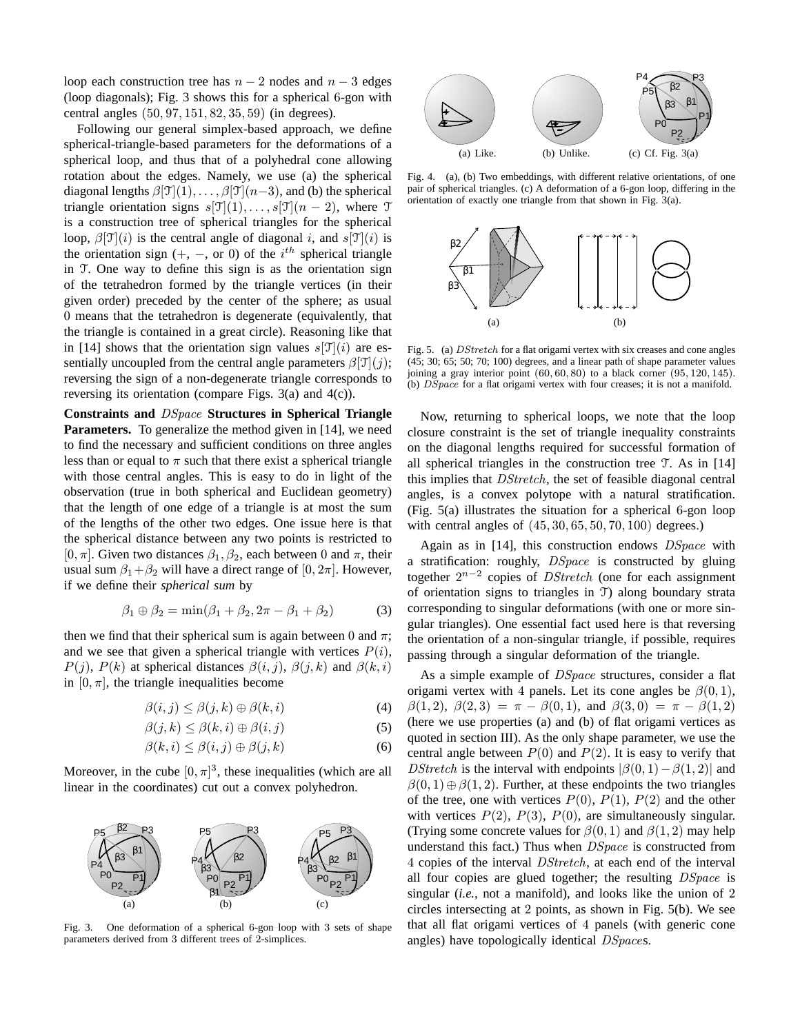loop each construction tree has $n-2$ nodes and $n-3$ edges (loop diagonals); Fig. 3 shows this for a spherical 6-gon with central angles $(50, 97, 151, 82, 35, 59)$ (in degrees).

Following our general simplex-based approach, we define spherical-triangle-based parameters for the deformations of a spherical loop, and thus that of a polyhedral cone allowing rotation about the edges. Namely, we use (a) the spherical diagonal lengths $\beta[\mathcal{T}](1), \ldots, \beta[\mathcal{T}](n-3)$, and (b) the spherical triangle orientation signs $s[\mathcal{T}](1), \ldots, s[\mathcal{T}](n-2)$, where $\mathcal{T}$ is a construction tree of spherical triangles for the spherical loop, $\beta[\mathcal{T}](i)$ is the central angle of diagonal $i$, and $s[\mathcal{T}](i)$ is the orientation sign ($+$, $-$, or 0) of the $i^{th}$ spherical triangle in $\mathcal{T}$. One way to define this sign is as the orientation sign of the tetrahedron formed by the triangle vertices (in their given order) preceded by the center of the sphere; as usual 0 means that the tetrahedron is degenerate (equivalently, that the triangle is contained in a great circle). Reasoning like that in [14] shows that the orientation sign values $s[\mathcal{T}](i)$ are essentially uncoupled from the central angle parameters $\beta[\mathcal{T}](j)$; reversing the sign of a non-degenerate triangle corresponds to reversing its orientation (compare Figs. 3(a) and 4(c)).

**Constraints and** $DSpace$ **Structures in Spherical Triangle Parameters.** To generalize the method given in [14], we need to find the necessary and sufficient conditions on three angles less than or equal to $\pi$ such that there exist a spherical triangle with those central angles. This is easy to do in light of the observation (true in both spherical and Euclidean geometry) that the length of one edge of a triangle is at most the sum of the lengths of the other two edges. One issue here is that the spherical distance between any two points is restricted to $[0, \pi]$. Given two distances $\beta_1, \beta_2$, each between 0 and $\pi$, their usual sum $\beta_1 + \beta_2$ will have a direct range of $[0, 2\pi]$. However, if we define their *spherical sum* by

$$\beta_1 \oplus \beta_2 = \min(\beta_1 + \beta_2, 2\pi - \beta_1 + \beta_2) \tag{3}$$

then we find that their spherical sum is again between 0 and $\pi$; and we see that given a spherical triangle with vertices $P(i)$, $P(j)$, $P(k)$ at spherical distances $\beta(i,j)$, $\beta(j,k)$ and $\beta(k,i)$ in $[0, \pi]$, the triangle inequalities become

$$\beta(i,j) \leq \beta(j,k) \oplus \beta(k,i) \tag{4}$$

$$\beta(j,k) \leq \beta(k,i) \oplus \beta(i,j) \tag{5}$$

$$\beta(k,i) \leq \beta(i,j) \oplus \beta(j,k) \tag{6}$$

Moreover, in the cube $[0, \pi]^3$, these inequalities (which are all linear in the coordinates) cut out a convex polyhedron.

Fig. 3. One deformation of a spherical 6-gon loop with 3 sets of shape parameters derived from 3 different trees of 2-simplices.

Fig. 4. (a), (b) Two embeddings, with different relative orientations, of one pair of spherical triangles. (c) A deformation of a 6-gon loop, differing in the orientation of exactly one triangle from that shown in Fig. 3(a).

Fig. 5. (a) $DStretch$ for a flat origami vertex with six creases and cone angles (45; 30; 65; 50; 70; 100) degrees, and a linear path of shape parameter values joining a gray interior point $(60, 60, 80)$ to a black corner $(95, 120, 145)$. (b) $DSpace$ for a flat origami vertex with four creases; it is not a manifold.

Now, returning to spherical loops, we note that the loop closure constraint is the set of triangle inequality constraints on the diagonal lengths required for successful formation of all spherical triangles in the construction tree $\mathcal{T}$. As in [14] this implies that $DStretch$, the set of feasible diagonal central angles, is a convex polytope with a natural stratification. (Fig. 5(a) illustrates the situation for a spherical 6-gon loop with central angles of $(45, 30, 65, 50, 70, 100)$ degrees.)

Again as in [14], this construction endows $DSpace$ with a stratification: roughly, $DSpace$ is constructed by gluing together $2^{n-2}$ copies of $DStretch$ (one for each assignment of orientation signs to triangles in $\mathcal{T}$) along boundary strata corresponding to singular deformations (with one or more singular triangles). One essential fact used here is that reversing the orientation of a non-singular triangle, if possible, requires passing through a singular deformation of the triangle.

As a simple example of $DSpace$ structures, consider a flat origami vertex with 4 panels. Let its cone angles be $\beta(0,1)$, $\beta(1,2)$, $\beta(2,3) = \pi - \beta(0,1)$, and $\beta(3,0) = \pi - \beta(1,2)$ (here we use properties (a) and (b) of flat origami vertices as quoted in section III). As the only shape parameter, we use the central angle between $P(0)$ and $P(2)$. It is easy to verify that $DStretch$ is the interval with endpoints $|\beta(0,1) - \beta(1,2)|$ and $\beta(0,1) \oplus \beta(1,2)$. Further, at these endpoints the two triangles of the tree, one with vertices $P(0)$, $P(1)$, $P(2)$ and the other with vertices $P(2)$, $P(3)$, $P(0)$, are simultaneously singular. (Trying some concrete values for $\beta(0,1)$ and $\beta(1,2)$ may help understand this fact.) Thus when $DSpace$ is constructed from 4 copies of the interval $DStretch$, at each end of the interval all four copies are glued together; the resulting $DSpace$ is singular (*i.e.*, not a manifold), and looks like the union of 2 circles intersecting at 2 points, as shown in Fig. 5(b). We see that all flat origami vertices of 4 panels (with generic cone angles) have topologically identical $DSpace$s.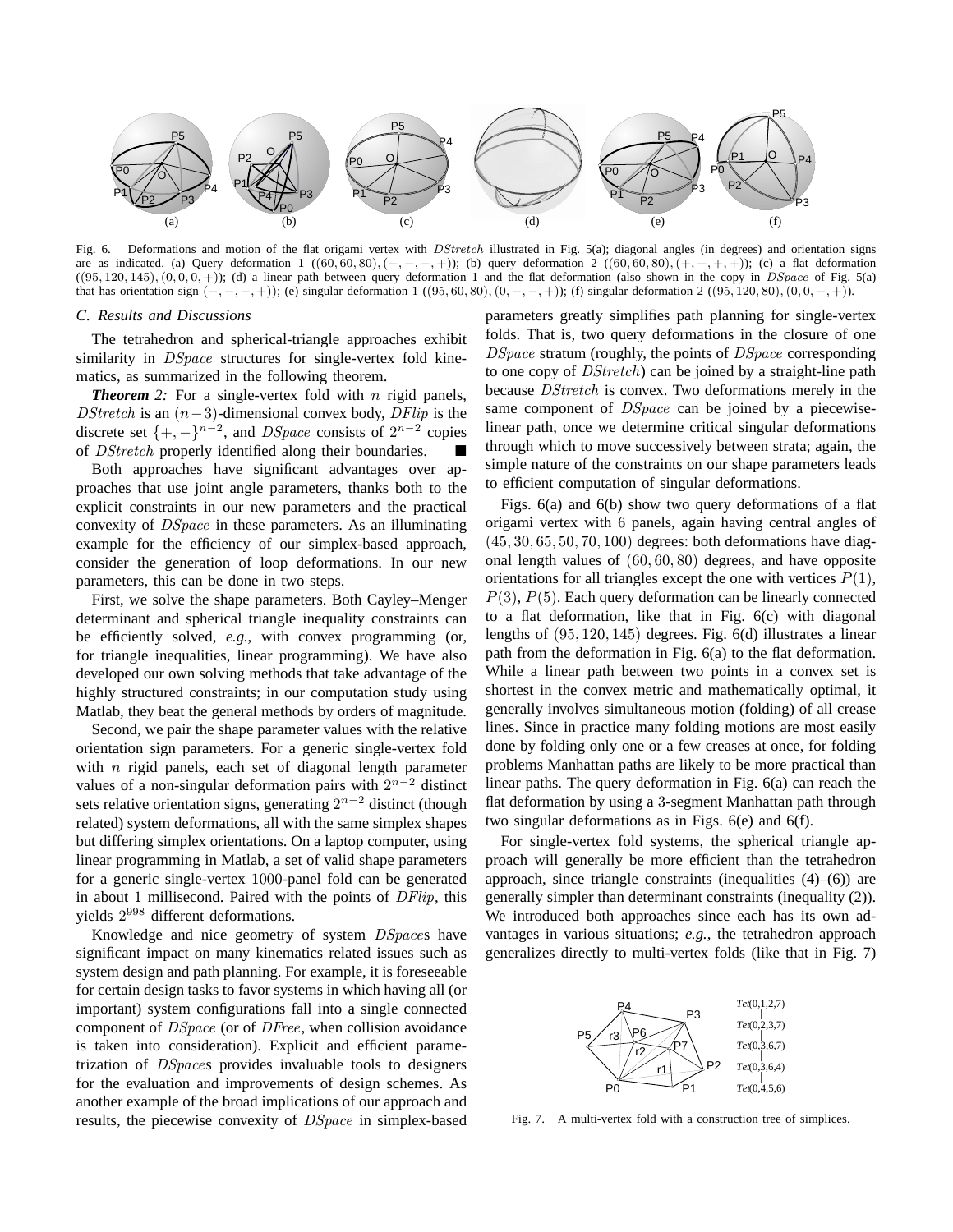Fig. 6. Deformations and motion of the flat origami vertex with *DStretch* illustrated in Fig. 5(a); diagonal angles (in degrees) and orientation signs are as indicated. (a) Query deformation 1 $((60, 60, 80), (-, -, -, +))$; (b) query deformation 2 $((60, 60, 80), (+, +, +, +))$; (c) a flat deformation $((95, 120, 145), (0, 0, 0, +))$; (d) a linear path between query deformation 1 and the flat deformation (also shown in the copy in *DSpace* of Fig. 5(a) that has orientation sign $(-, -, -, +)$); (e) singular deformation 1 $((95, 60, 80), (0, -, -, +))$; (f) singular deformation 2 $((95, 120, 80), (0, 0, -, +))$.

### C. Results and Discussions

The tetrahedron and spherical-triangle approaches exhibit similarity in *DSpace* structures for single-vertex fold kinematics, as summarized in the following theorem.

***Theorem** 2:* For a single-vertex fold with $n$ rigid panels, *DStretch* is an $(n-3)$-dimensional convex body, *DFlip* is the discrete set $\{+, -\}^{n-2}$, and *DSpace* consists of $2^{n-2}$ copies of *DStretch* properly identified along their boundaries. ■

Both approaches have significant advantages over approaches that use joint angle parameters, thanks both to the explicit constraints in our new parameters and the practical convexity of *DSpace* in these parameters. As an illuminating example for the efficiency of our simplex-based approach, consider the generation of loop deformations. In our new parameters, this can be done in two steps.

First, we solve the shape parameters. Both Cayley–Menger determinant and spherical triangle inequality constraints can be efficiently solved, *e.g.*, with convex programming (or, for triangle inequalities, linear programming). We have also developed our own solving methods that take advantage of the highly structured constraints; in our computation study using Matlab, they beat the general methods by orders of magnitude.

Second, we pair the shape parameter values with the relative orientation sign parameters. For a generic single-vertex fold with $n$ rigid panels, each set of diagonal length parameter values of a non-singular deformation pairs with $2^{n-2}$ distinct sets relative orientation signs, generating $2^{n-2}$ distinct (though related) system deformations, all with the same simplex shapes but differing simplex orientations. On a laptop computer, using linear programming in Matlab, a set of valid shape parameters for a generic single-vertex 1000-panel fold can be generated in about 1 millisecond. Paired with the points of *DFlip*, this yields $2^{998}$ different deformations.

Knowledge and nice geometry of system *DSpace*s have significant impact on many kinematics related issues such as system design and path planning. For example, it is foreseeable for certain design tasks to favor systems in which having all (or important) system configurations fall into a single connected component of *DSpace* (or of *DFree*, when collision avoidance is taken into consideration). Explicit and efficient parametrization of *DSpace*s provides invaluable tools to designers for the evaluation and improvements of design schemes. As another example of the broad implications of our approach and results, the piecewise convexity of *DSpace* in simplex-based parameters greatly simplifies path planning for single-vertex folds. That is, two query deformations in the closure of one *DSpace* stratum (roughly, the points of *DSpace* corresponding to one copy of *DStretch*) can be joined by a straight-line path because *DStretch* is convex. Two deformations merely in the same component of *DSpace* can be joined by a piecewise-linear path, once we determine critical singular deformations through which to move successively between strata; again, the simple nature of the constraints on our shape parameters leads to efficient computation of singular deformations.

Figs. 6(a) and 6(b) show two query deformations of a flat origami vertex with 6 panels, again having central angles of $(45, 30, 65, 50, 70, 100)$ degrees: both deformations have diagonal length values of $(60, 60, 80)$ degrees, and have opposite orientations for all triangles except the one with vertices $P(1)$, $P(3)$, $P(5)$. Each query deformation can be linearly connected to a flat deformation, like that in Fig. 6(c) with diagonal lengths of $(95, 120, 145)$ degrees. Fig. 6(d) illustrates a linear path from the deformation in Fig. 6(a) to the flat deformation. While a linear path between two points in a convex set is shortest in the convex metric and mathematically optimal, it generally involves simultaneous motion (folding) of all crease lines. Since in practice many folding motions are most easily done by folding only one or a few creases at once, for folding problems Manhattan paths are likely to be more practical than linear paths. The query deformation in Fig. 6(a) can reach the flat deformation by using a 3-segment Manhattan path through two singular deformations as in Figs. 6(e) and 6(f).

For single-vertex fold systems, the spherical triangle approach will generally be more efficient than the tetrahedron approach, since triangle constraints (inequalities (4)–(6)) are generally simpler than determinant constraints (inequality (2)). We introduced both approaches since each has its own advantages in various situations; *e.g.*, the tetrahedron approach generalizes directly to multi-vertex folds (like that in Fig. 7)

Fig. 7. A multi-vertex fold with a construction tree of simplices.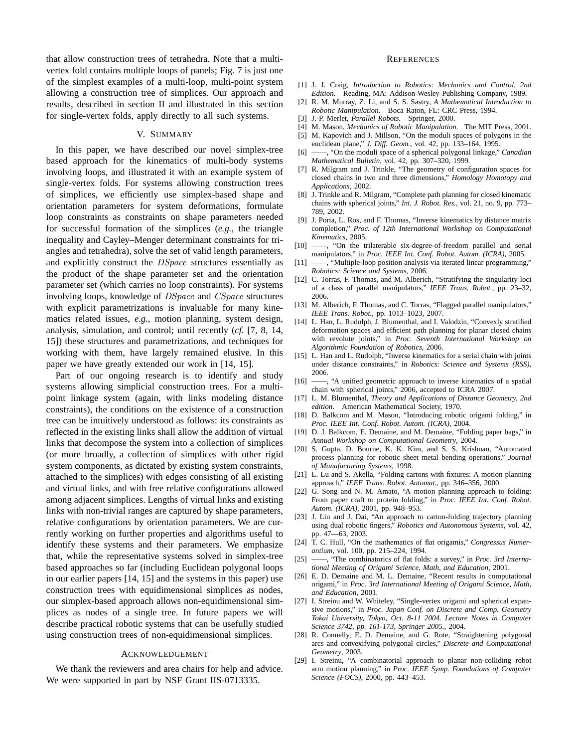that allow construction trees of tetrahedra. Note that a multi-vertex fold contains multiple loops of panels; Fig. 7 is just one of the simplest examples of a multi-loop, multi-point system allowing a construction tree of simplices. Our approach and results, described in section II and illustrated in this section for single-vertex folds, apply directly to all such systems.

## V. Summary

In this paper, we have described our novel simplex-tree based approach for the kinematics of multi-body systems involving loops, and illustrated it with an example system of single-vertex folds. For systems allowing construction trees of simplices, we efficiently use simplex-based shape and orientation parameters for system deformations, formulate loop constraints as constraints on shape parameters needed for successful formation of the simplices (*e.g.*, the triangle inequality and Cayley–Menger determinant constraints for triangles and tetrahedra), solve the set of valid length parameters, and explicitly construct the $DSpace$ structures essentially as the product of the shape parameter set and the orientation parameter set (which carries no loop constraints). For systems involving loops, knowledge of $DSpace$ and $CSpace$ structures with explicit parametrizations is invaluable for many kinematics related issues, *e.g.*, motion planning, system design, analysis, simulation, and control; until recently (*cf.* [7, 8, 14, 15]) these structures and parametrizations, and techniques for working with them, have largely remained elusive. In this paper we have greatly extended our work in [14, 15].

Part of our ongoing research is to identify and study systems allowing simplicial construction trees. For a multi-point linkage system (again, with links modeling distance constraints), the conditions on the existence of a construction tree can be intuitively understood as follows: its constraints as reflected in the existing links shall allow the addition of virtual links that decompose the system into a collection of simplices (or more broadly, a collection of simplices with other rigid system components, as dictated by existing system constraints, attached to the simplices) with edges consisting of all existing and virtual links, and with free relative configurations allowed among adjacent simplices. Lengths of virtual links and existing links with non-trivial ranges are captured by shape parameters, relative configurations by orientation parameters. We are currently working on further properties and algorithms useful to identify these systems and their parameters. We emphasize that, while the representative systems solved in simplex-tree based approaches so far (including Euclidean polygonal loops in our earlier papers [14, 15] and the systems in this paper) use construction trees with equidimensional simplices as nodes, our simplex-based approach allows non-equidimensional simplices as nodes of a single tree. In future papers we will describe practical robotic systems that can be usefully studied using construction trees of non-equidimensional simplices.

## Acknowledgement

We thank the reviewers and area chairs for help and advice. We were supported in part by NSF Grant IIS-0713335.

## References

[1] J. J. Craig, *Introduction to Robotics: Mechanics and Control, 2nd Edition*. Reading, MA: Addison-Wesley Publishing Company, 1989.

[2] R. M. Murray, Z. Li, and S. S. Sastry, *A Mathematical Introduction to Robotic Manipulation*. Boca Raton, FL: CRC Press, 1994.

[3] J.-P. Merlet, *Parallel Robots*. Springer, 2000.

[4] M. Mason, *Mechanics of Robotic Manipulation*. The MIT Press, 2001.

[5] M. Kapovich and J. Millson, "On the moduli spaces of polygons in the euclidean plane," *J. Diff. Geom.*, vol. 42, pp. 133–164, 1995.

[6] ——, "On the moduli space of a spherical polygonal linkage," *Canadian Mathematical Bulletin*, vol. 42, pp. 307–320, 1999.

[7] R. Milgram and J. Trinkle, "The geometry of configuration spaces for closed chains in two and three dimensions," *Homology Homotopy and Applications*, 2002.

[8] J. Trinkle and R. Milgram, "Complete path planning for closed kinematic chains with spherical joints," *Int. J. Robot. Res.*, vol. 21, no. 9, pp. 773–789, 2002.

[9] J. Porta, L. Ros, and F. Thomas, "Inverse kinematics by distance matrix completion," *Proc. of 12th International Workshop on Computational Kinematics*, 2005.

[10] ——, "On the trilaterable six-degree-of-freedom parallel and serial manipulators," in *Proc. IEEE Int. Conf. Robot. Autom. (ICRA)*, 2005.

[11] ——, "Multiple-loop position analysis via iterated linear programming," *Robotics: Science and Systems*, 2006.

[12] C. Torras, F. Thomas, and M. Alberich, "Stratifying the singularity loci of a class of parallel manipulators," *IEEE Trans. Robot.*, pp. 23–32, 2006.

[13] M. Alberich, F. Thomas, and C. Torras, "Flagged parallel manipulators," *IEEE Trans. Robot.*, pp. 1013–1023, 2007.

[14] L. Han, L. Rudolph, J. Blumenthal, and I. Valodzin, "Convexly stratified deformation spaces and efficient path planning for planar closed chains with revolute joints," in *Proc. Seventh International Workshop on Algorithmic Foundation of Robotics*, 2006.

[15] L. Han and L. Rudolph, "Inverse kinematics for a serial chain with joints under distance constraints," in *Robotics: Science and Systems (RSS)*, 2006.

[16] ——, "A unified geometric approach to inverse kinematics of a spatial chain with spherical joints," 2006, accepted to ICRA 2007.

[17] L. M. Blumenthal, *Theory and Applications of Distance Geometry, 2nd edition*. American Mathematical Society, 1970.

[18] D. Balkcom and M. Mason, "Introducing robotic origami folding," in *Proc. IEEE Int. Conf. Robot. Autom. (ICRA)*, 2004.

[19] D. J. Balkcom, E. Demaine, and M. Demaine, "Folding paper bags," in *Annual Workshop on Computational Geometry*, 2004.

[20] S. Gupta, D. Bourne, K. K. Kim, and S. S. Krishnan, "Automated process planning for robotic sheet metal bending operations," *Journal of Manufacturing Systems*, 1998.

[21] L. Lu and S. Akella, "Folding cartons with fixtures: A motion planning approach," *IEEE Trans. Robot. Automat.*, pp. 346–356, 2000.

[22] G. Song and N. M. Amato, "A motion planning approach to folding: From paper craft to protein folding," in *Proc. IEEE Int. Conf. Robot. Autom. (ICRA)*, 2001, pp. 948–953.

[23] J. Liu and J. Dai, "An approach to carton-folding trajectory planning using dual robotic fingers," *Robotics and Autonomous Systems*, vol. 42, pp. 47—63, 2003.

[24] T. C. Hull, "On the mathematics of flat origamis," *Congressus Numerantium*, vol. 100, pp. 215–224, 1994.

[25] ——, "The combinatorics of flat folds: a survey," in *Proc. 3rd International Meeting of Origami Science, Math, and Education*, 2001.

[26] E. D. Demaine and M. L. Demaine, "Recent results in computational origami," in *Proc. 3rd International Meeting of Origami Science, Math, and Education*, 2001.

[27] I. Streinu and W. Whiteley, "Single-vertex origami and spherical expansive motions," in *Proc. Japan Conf. on Discrete and Comp. Geometry Tokai University, Tokyo, Oct. 8-11 2004. Lecture Notes in Computer Science 3742, pp. 161-173, Springer 2005.*, 2004.

[28] R. Connelly, E. D. Demaine, and G. Rote, "Straightening polygonal arcs and convexifying polygonal circles," *Discrete and Computational Geometry*, 2003.

[29] I. Streinu, "A combinatorial approach to planar non-colliding robot arm motion planning," in *Proc. IEEE Symp. Foundations of Computer Science (FOCS)*, 2000, pp. 443–453.